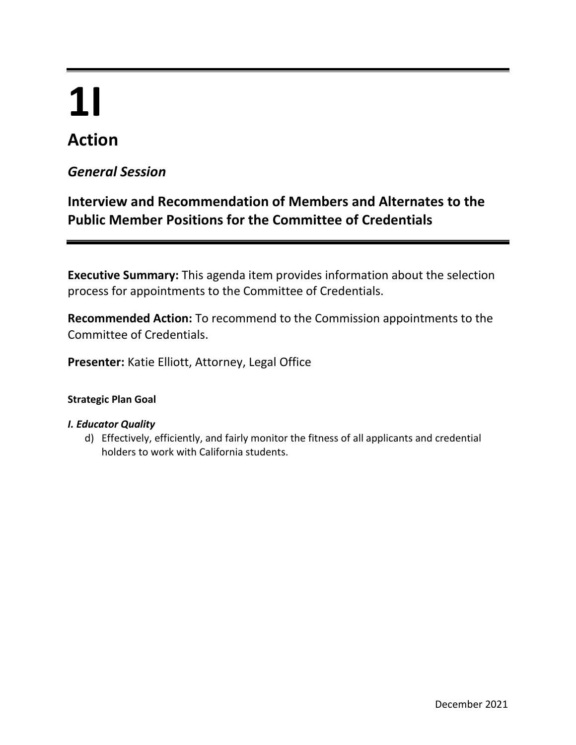# 1I

## Action

### *General Session*

### Interview and Recommendation of Members and Alternates to the Public Member Positions for the Committee of Credentials

**Executive Summary:** This agenda item provides information about the selection process for appointments to the Committee of Credentials.

**Recommended Action:** To recommend to the Commission appointments to the Committee of Credentials.

**Presenter:** Katie Elliott, Attorney, Legal Office

**Strategic Plan Goal**

***I. Educator Quality***

d) Effectively, efficiently, and fairly monitor the fitness of all applicants and credential holders to work with California students.

December 2021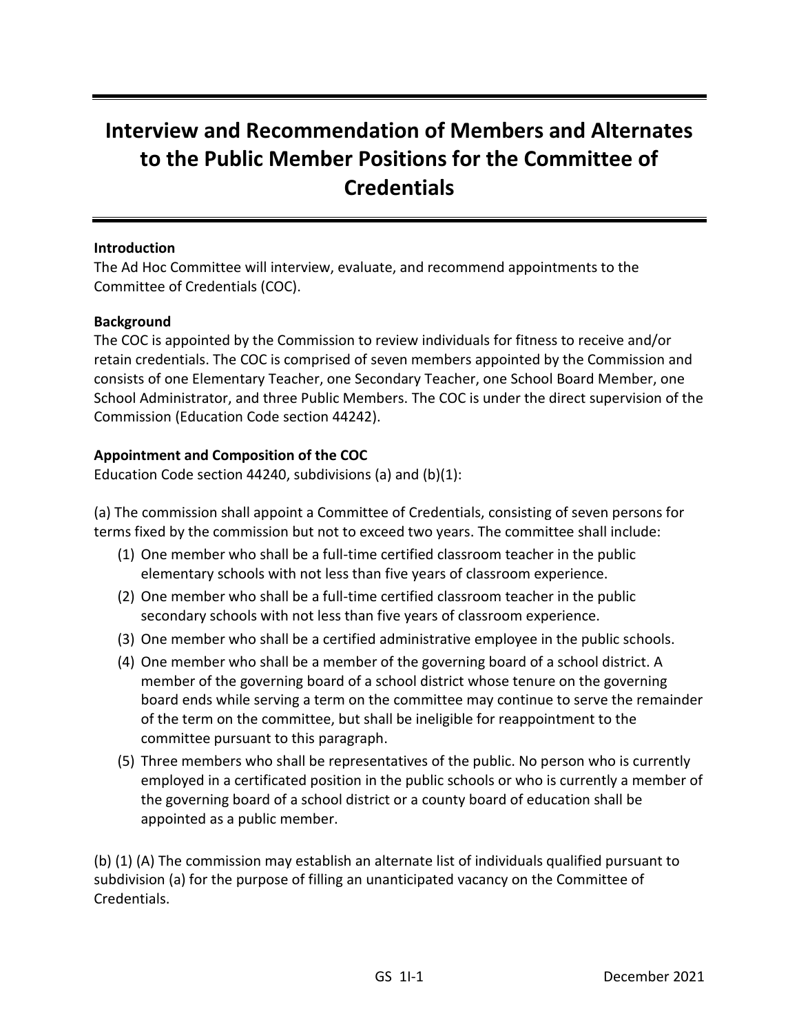# Interview and Recommendation of Members and Alternates to the Public Member Positions for the Committee of Credentials

**Introduction**

The Ad Hoc Committee will interview, evaluate, and recommend appointments to the Committee of Credentials (COC).

**Background**

The COC is appointed by the Commission to review individuals for fitness to receive and/or retain credentials. The COC is comprised of seven members appointed by the Commission and consists of one Elementary Teacher, one Secondary Teacher, one School Board Member, one School Administrator, and three Public Members. The COC is under the direct supervision of the Commission (Education Code section 44242).

**Appointment and Composition of the COC**

Education Code section 44240, subdivisions (a) and (b)(1):

(a) The commission shall appoint a Committee of Credentials, consisting of seven persons for terms fixed by the commission but not to exceed two years. The committee shall include:

(1) One member who shall be a full-time certified classroom teacher in the public elementary schools with not less than five years of classroom experience.

(2) One member who shall be a full-time certified classroom teacher in the public secondary schools with not less than five years of classroom experience.

(3) One member who shall be a certified administrative employee in the public schools.

(4) One member who shall be a member of the governing board of a school district. A member of the governing board of a school district whose tenure on the governing board ends while serving a term on the committee may continue to serve the remainder of the term on the committee, but shall be ineligible for reappointment to the committee pursuant to this paragraph.

(5) Three members who shall be representatives of the public. No person who is currently employed in a certificated position in the public schools or who is currently a member of the governing board of a school district or a county board of education shall be appointed as a public member.

(b) (1) (A) The commission may establish an alternate list of individuals qualified pursuant to subdivision (a) for the purpose of filling an unanticipated vacancy on the Committee of Credentials.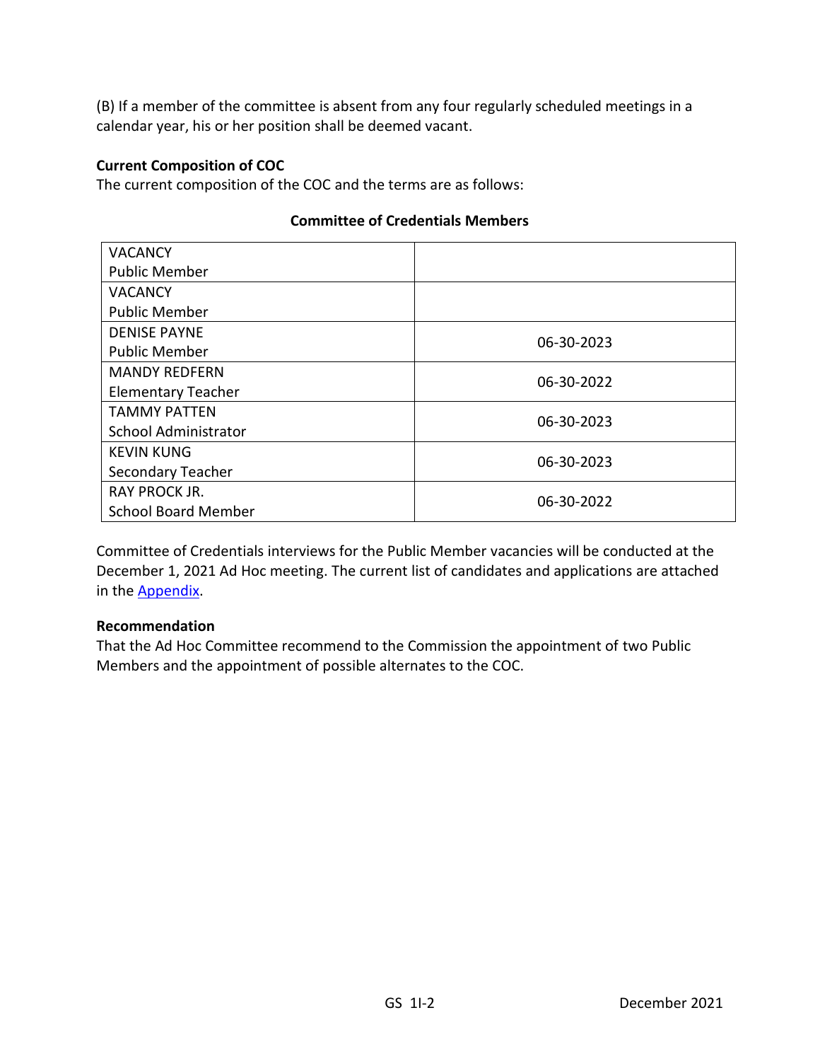(B) If a member of the committee is absent from any four regularly scheduled meetings in a calendar year, his or her position shall be deemed vacant.

**Current Composition of COC**

The current composition of the COC and the terms are as follows:

**Committee of Credentials Members**

| | |
|---|---|
| VACANCY<br>Public Member | |
| VACANCY<br>Public Member | |
| DENISE PAYNE<br>Public Member | 06-30-2023 |
| MANDY REDFERN<br>Elementary Teacher | 06-30-2022 |
| TAMMY PATTEN<br>School Administrator | 06-30-2023 |
| KEVIN KUNG<br>Secondary Teacher | 06-30-2023 |
| RAY PROCK JR.<br>School Board Member | 06-30-2022 |

Committee of Credentials interviews for the Public Member vacancies will be conducted at the December 1, 2021 Ad Hoc meeting. The current list of candidates and applications are attached in the Appendix.

**Recommendation**

That the Ad Hoc Committee recommend to the Commission the appointment of two Public Members and the appointment of possible alternates to the COC.